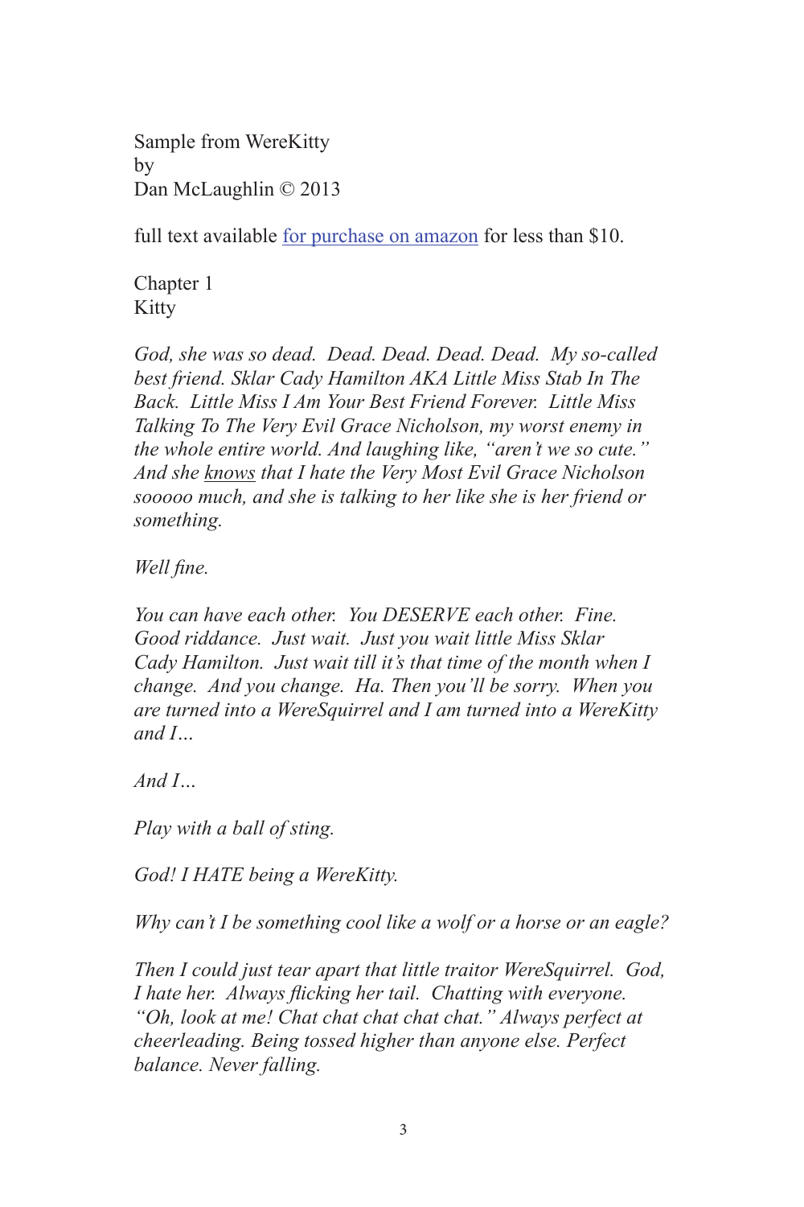Sample from WereKitty
by
Dan McLaughlin © 2013

full text available [for purchase on amazon]() for less than $10.

## Chapter 1
## Kitty

*God, she was so dead. Dead. Dead. Dead. Dead. My so-called best friend. Sklar Cady Hamilton AKA Little Miss Stab In The Back. Little Miss I Am Your Best Friend Forever. Little Miss Talking To The Very Evil Grace Nicholson, my worst enemy in the whole entire world. And laughing like, "aren't we so cute." And she* <u>*knows*</u> *that I hate the Very Most Evil Grace Nicholson sooooo much, and she is talking to her like she is her friend or something.*

*Well fine.*

*You can have each other. You DESERVE each other. Fine. Good riddance. Just wait. Just you wait little Miss Sklar Cady Hamilton. Just wait till it's that time of the month when I change. And you change. Ha. Then you'll be sorry. When you are turned into a WereSquirrel and I am turned into a WereKitty and I…*

*And I…*

*Play with a ball of sting.*

*God! I HATE being a WereKitty.*

*Why can't I be something cool like a wolf or a horse or an eagle?*

*Then I could just tear apart that little traitor WereSquirrel. God, I hate her. Always flicking her tail. Chatting with everyone. "Oh, look at me! Chat chat chat chat chat." Always perfect at cheerleading. Being tossed higher than anyone else. Perfect balance. Never falling.*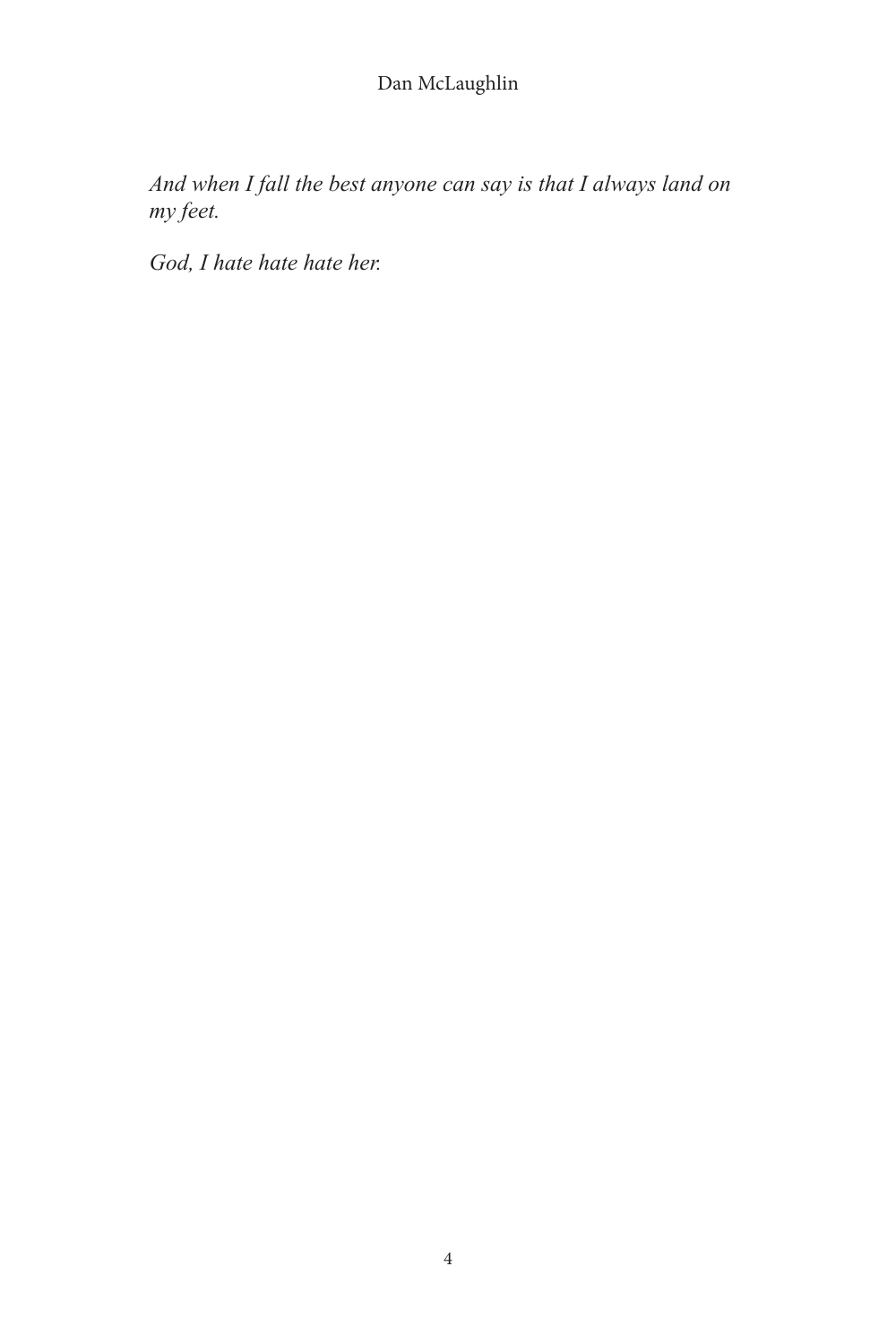*And when I fall the best anyone can say is that I always land on my feet.*

*God, I hate hate hate her.*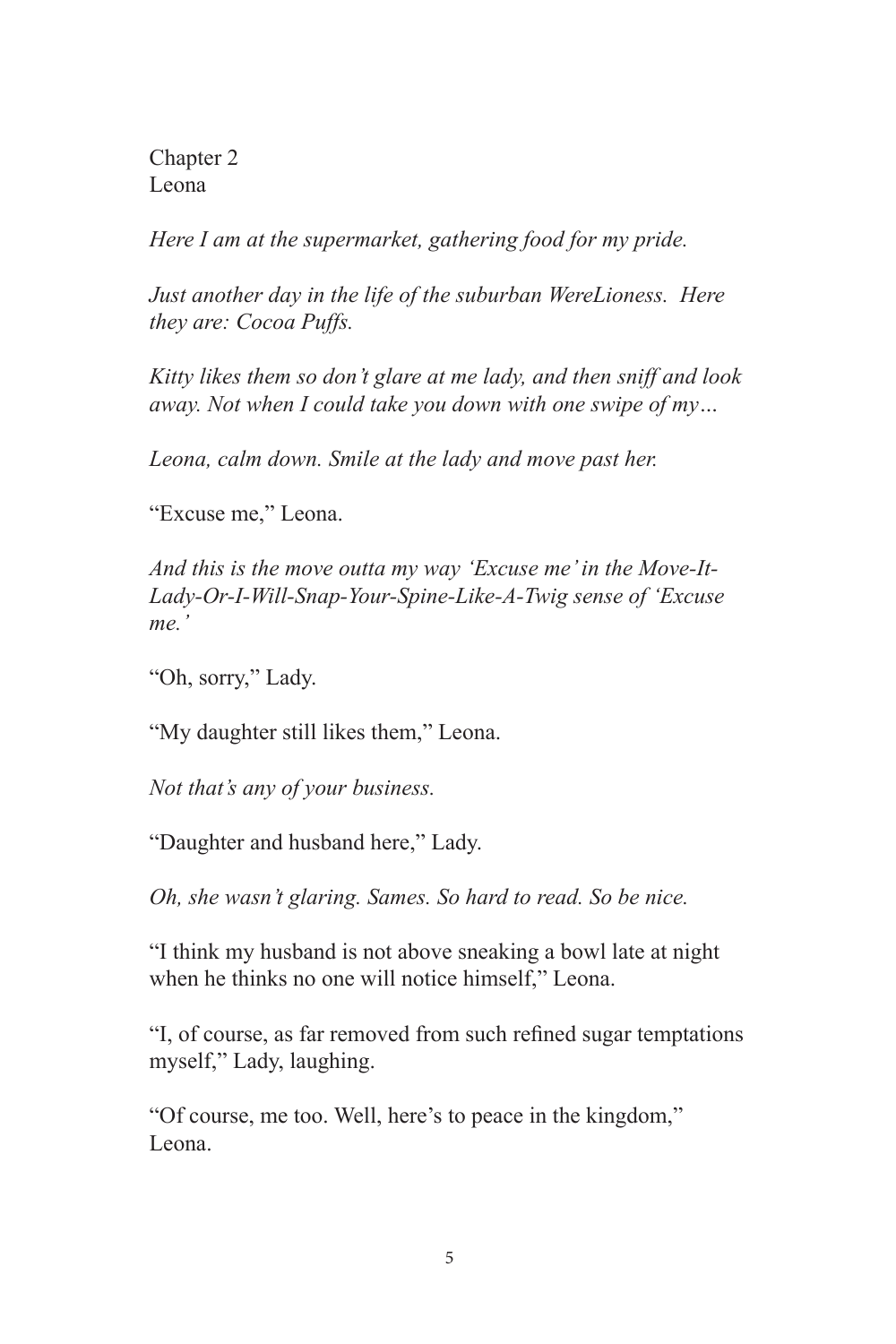## Chapter 2
## Leona

*Here I am at the supermarket, gathering food for my pride.*

*Just another day in the life of the suburban WereLioness.  Here they are: Cocoa Puffs.*

*Kitty likes them so don't glare at me lady, and then sniff and look away. Not when I could take you down with one swipe of my…*

*Leona, calm down. Smile at the lady and move past her.*

"Excuse me," Leona.

*And this is the move outta my way 'Excuse me' in the Move-It-Lady-Or-I-Will-Snap-Your-Spine-Like-A-Twig sense of 'Excuse me.'*

"Oh, sorry," Lady.

"My daughter still likes them," Leona.

*Not that's any of your business.*

"Daughter and husband here," Lady.

*Oh, she wasn't glaring. Sames. So hard to read. So be nice.*

"I think my husband is not above sneaking a bowl late at night when he thinks no one will notice himself," Leona.

"I, of course, as far removed from such refined sugar temptations myself," Lady, laughing.

"Of course, me too. Well, here's to peace in the kingdom," Leona.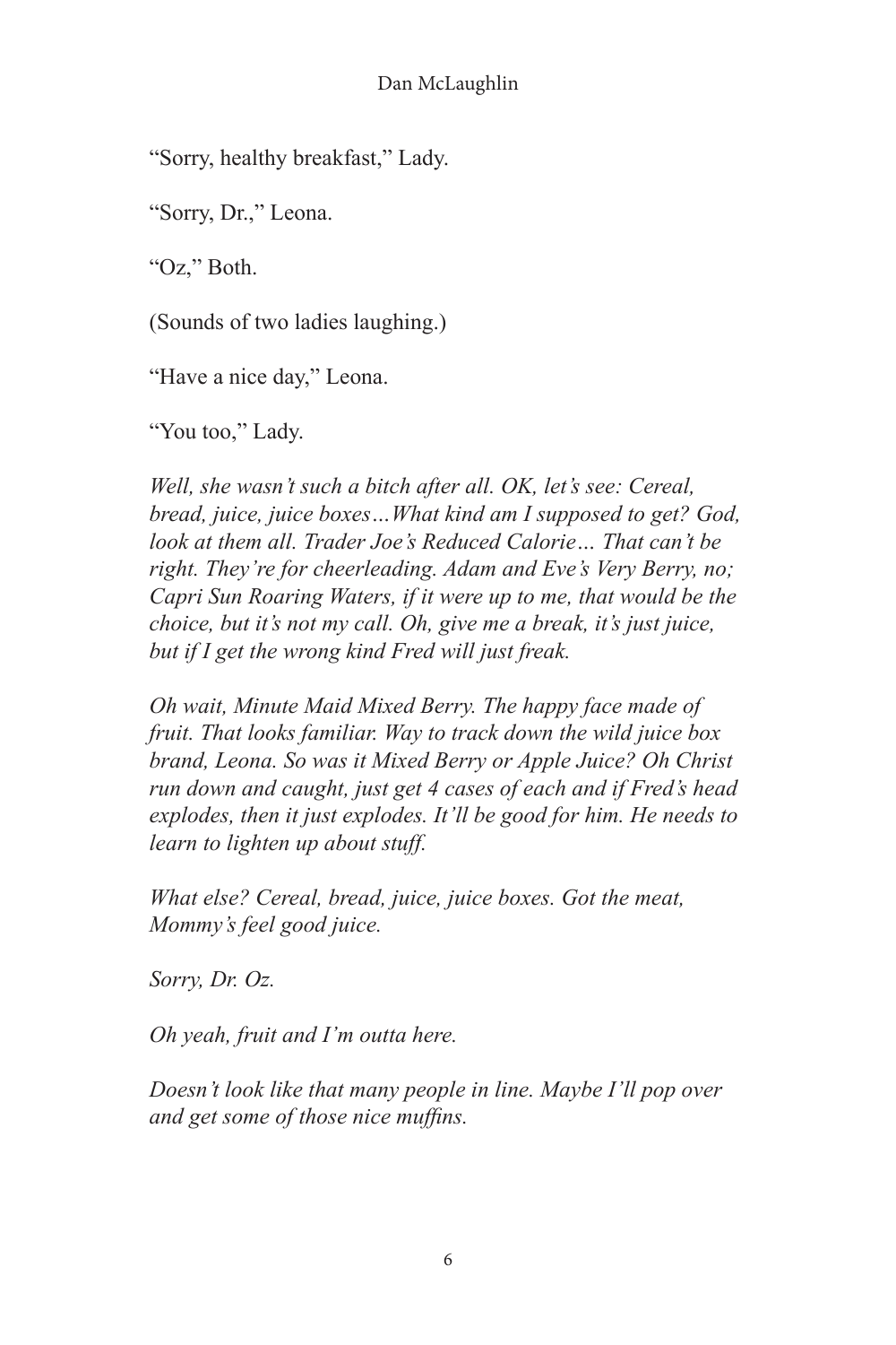"Sorry, healthy breakfast," Lady.

"Sorry, Dr.," Leona.

"Oz," Both.

(Sounds of two ladies laughing.)

"Have a nice day," Leona.

"You too," Lady.

*Well, she wasn't such a bitch after all. OK, let's see: Cereal, bread, juice, juice boxes…What kind am I supposed to get? God, look at them all. Trader Joe's Reduced Calorie… That can't be right. They're for cheerleading. Adam and Eve's Very Berry, no; Capri Sun Roaring Waters, if it were up to me, that would be the choice, but it's not my call. Oh, give me a break, it's just juice, but if I get the wrong kind Fred will just freak.*

*Oh wait, Minute Maid Mixed Berry. The happy face made of fruit. That looks familiar. Way to track down the wild juice box brand, Leona. So was it Mixed Berry or Apple Juice? Oh Christ run down and caught, just get 4 cases of each and if Fred's head explodes, then it just explodes. It'll be good for him. He needs to learn to lighten up about stuff.*

*What else? Cereal, bread, juice, juice boxes. Got the meat, Mommy's feel good juice.*

*Sorry, Dr. Oz.*

*Oh yeah, fruit and I'm outta here.*

*Doesn't look like that many people in line. Maybe I'll pop over and get some of those nice muffins.*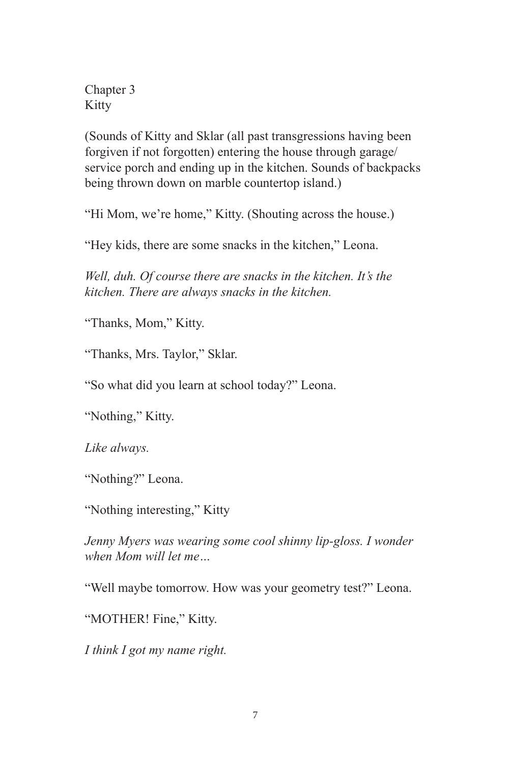Chapter 3
Kitty

(Sounds of Kitty and Sklar (all past transgressions having been forgiven if not forgotten) entering the house through garage/ service porch and ending up in the kitchen. Sounds of backpacks being thrown down on marble countertop island.)

"Hi Mom, we're home," Kitty. (Shouting across the house.)

"Hey kids, there are some snacks in the kitchen," Leona.

*Well, duh. Of course there are snacks in the kitchen. It's the kitchen. There are always snacks in the kitchen.*

"Thanks, Mom," Kitty.

"Thanks, Mrs. Taylor," Sklar.

"So what did you learn at school today?" Leona.

"Nothing," Kitty.

*Like always.*

"Nothing?" Leona.

"Nothing interesting," Kitty

*Jenny Myers was wearing some cool shinny lip-gloss. I wonder when Mom will let me…*

"Well maybe tomorrow. How was your geometry test?" Leona.

"MOTHER! Fine," Kitty.

*I think I got my name right.*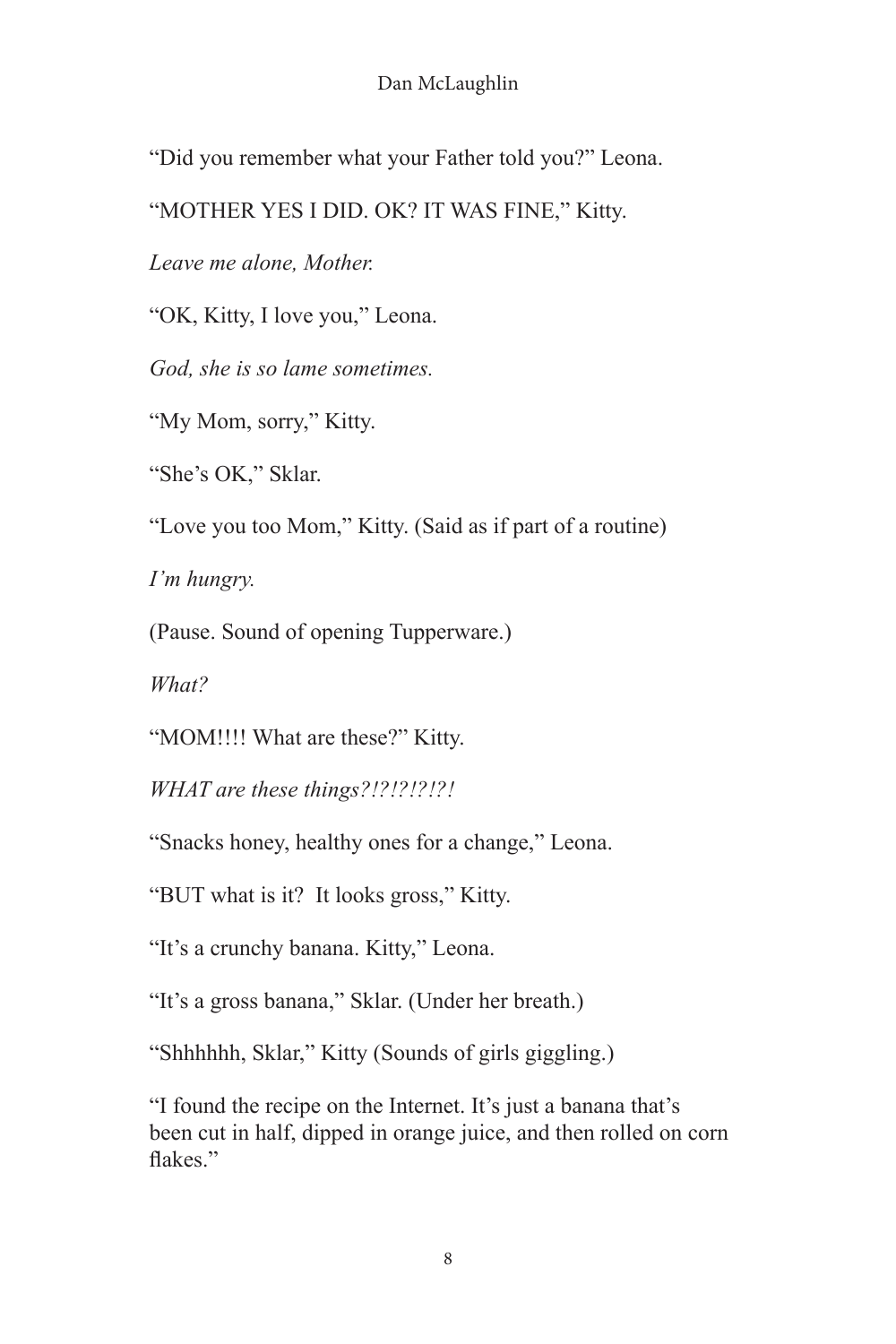"Did you remember what your Father told you?" Leona.

"MOTHER YES I DID. OK? IT WAS FINE," Kitty.

*Leave me alone, Mother.*

"OK, Kitty, I love you," Leona.

*God, she is so lame sometimes.*

"My Mom, sorry," Kitty.

"She's OK," Sklar.

"Love you too Mom," Kitty. (Said as if part of a routine)

*I'm hungry.*

(Pause. Sound of opening Tupperware.)

*What?*

"MOM!!!! What are these?" Kitty.

*WHAT are these things?!?!?!?!?!*

"Snacks honey, healthy ones for a change," Leona.

"BUT what is it? It looks gross," Kitty.

"It's a crunchy banana. Kitty," Leona.

"It's a gross banana," Sklar. (Under her breath.)

"Shhhhhh, Sklar," Kitty (Sounds of girls giggling.)

"I found the recipe on the Internet. It's just a banana that's been cut in half, dipped in orange juice, and then rolled on corn flakes."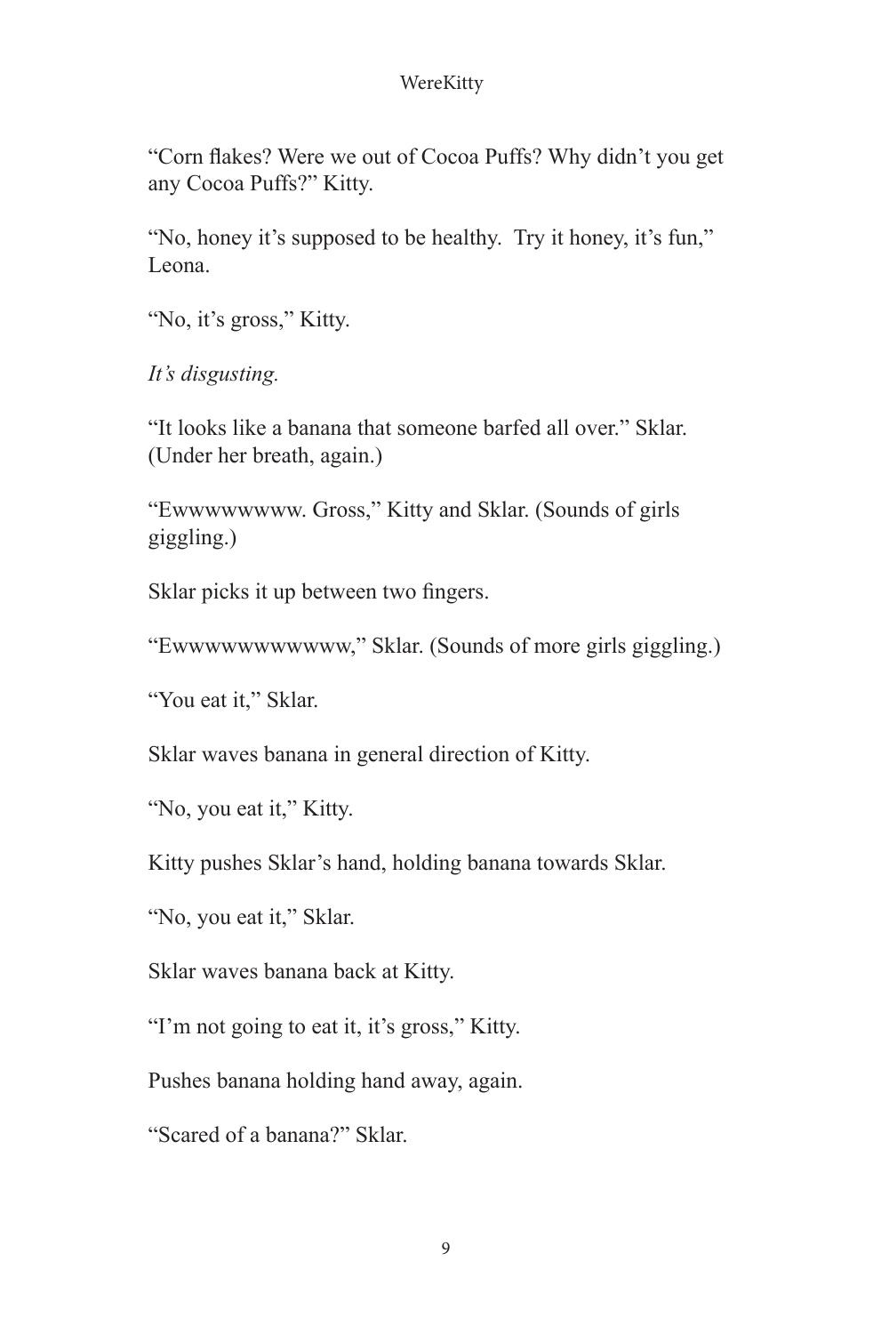"Corn flakes? Were we out of Cocoa Puffs? Why didn't you get any Cocoa Puffs?" Kitty.

"No, honey it's supposed to be healthy.  Try it honey, it's fun," Leona.

"No, it's gross," Kitty.

*It's disgusting.*

"It looks like a banana that someone barfed all over." Sklar. (Under her breath, again.)

"Ewwwwwwww. Gross," Kitty and Sklar. (Sounds of girls giggling.)

Sklar picks it up between two fingers.

"Ewwwwwwwwwww," Sklar. (Sounds of more girls giggling.)

"You eat it," Sklar.

Sklar waves banana in general direction of Kitty.

"No, you eat it," Kitty.

Kitty pushes Sklar's hand, holding banana towards Sklar.

"No, you eat it," Sklar.

Sklar waves banana back at Kitty.

"I'm not going to eat it, it's gross," Kitty.

Pushes banana holding hand away, again.

"Scared of a banana?" Sklar.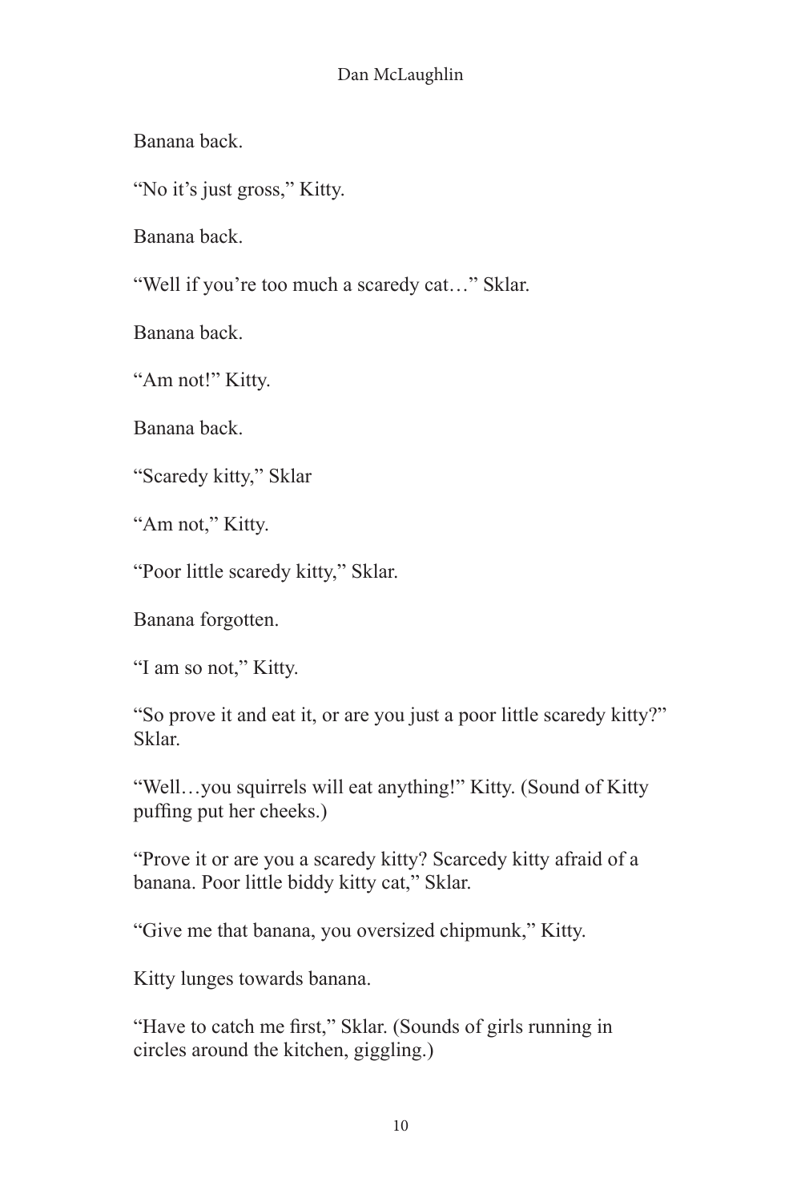Banana back.

"No it's just gross," Kitty.

Banana back.

"Well if you're too much a scaredy cat…" Sklar.

Banana back.

"Am not!" Kitty.

Banana back.

"Scaredy kitty," Sklar

"Am not," Kitty.

"Poor little scaredy kitty," Sklar.

Banana forgotten.

"I am so not," Kitty.

"So prove it and eat it, or are you just a poor little scaredy kitty?" Sklar.

"Well…you squirrels will eat anything!" Kitty. (Sound of Kitty puffing put her cheeks.)

"Prove it or are you a scaredy kitty? Scarcedy kitty afraid of a banana. Poor little biddy kitty cat," Sklar.

"Give me that banana, you oversized chipmunk," Kitty.

Kitty lunges towards banana.

"Have to catch me first," Sklar. (Sounds of girls running in circles around the kitchen, giggling.)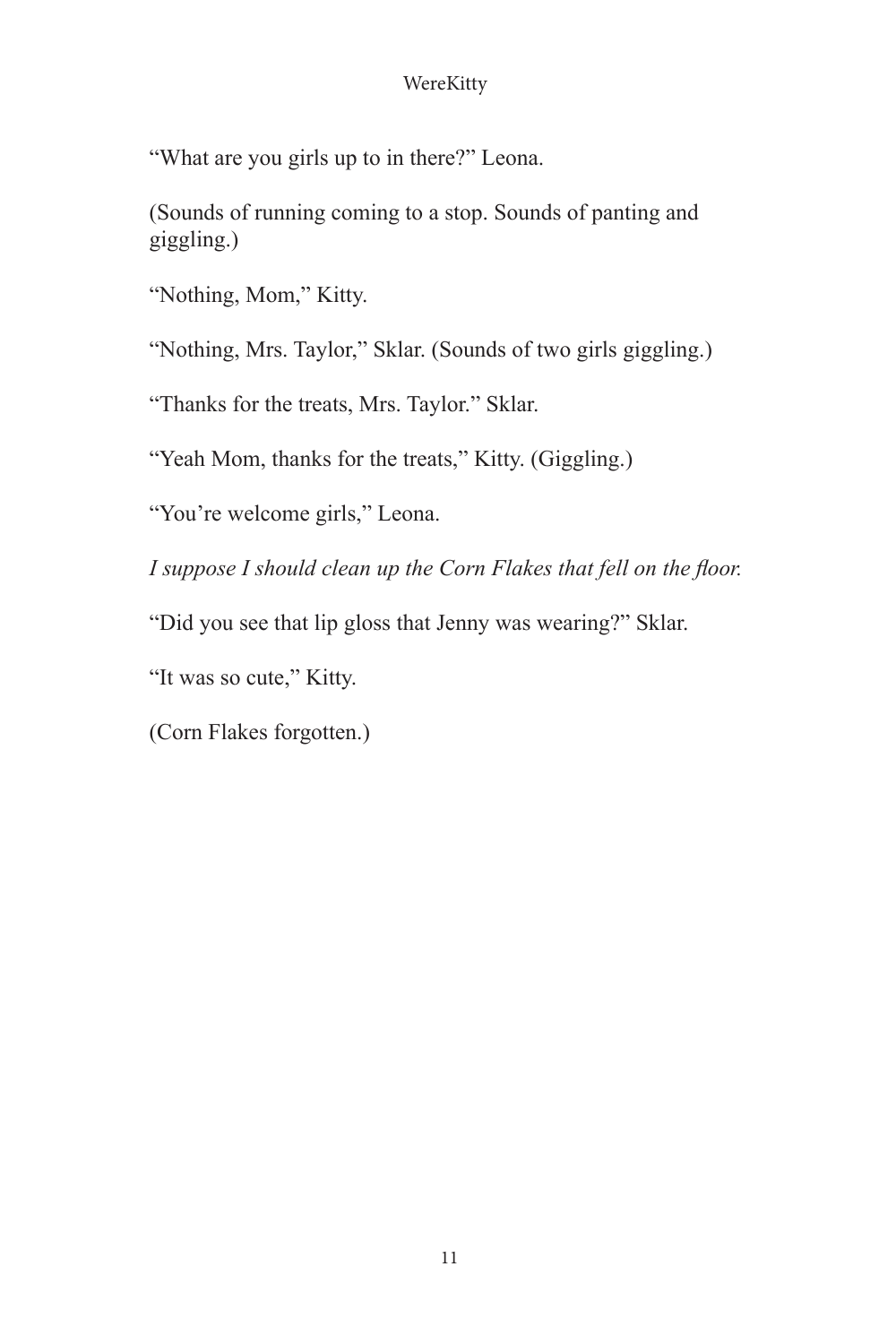"What are you girls up to in there?" Leona.

(Sounds of running coming to a stop. Sounds of panting and giggling.)

"Nothing, Mom," Kitty.

"Nothing, Mrs. Taylor," Sklar. (Sounds of two girls giggling.)

"Thanks for the treats, Mrs. Taylor." Sklar.

"Yeah Mom, thanks for the treats," Kitty. (Giggling.)

"You're welcome girls," Leona.

*I suppose I should clean up the Corn Flakes that fell on the floor.*

"Did you see that lip gloss that Jenny was wearing?" Sklar.

"It was so cute," Kitty.

(Corn Flakes forgotten.)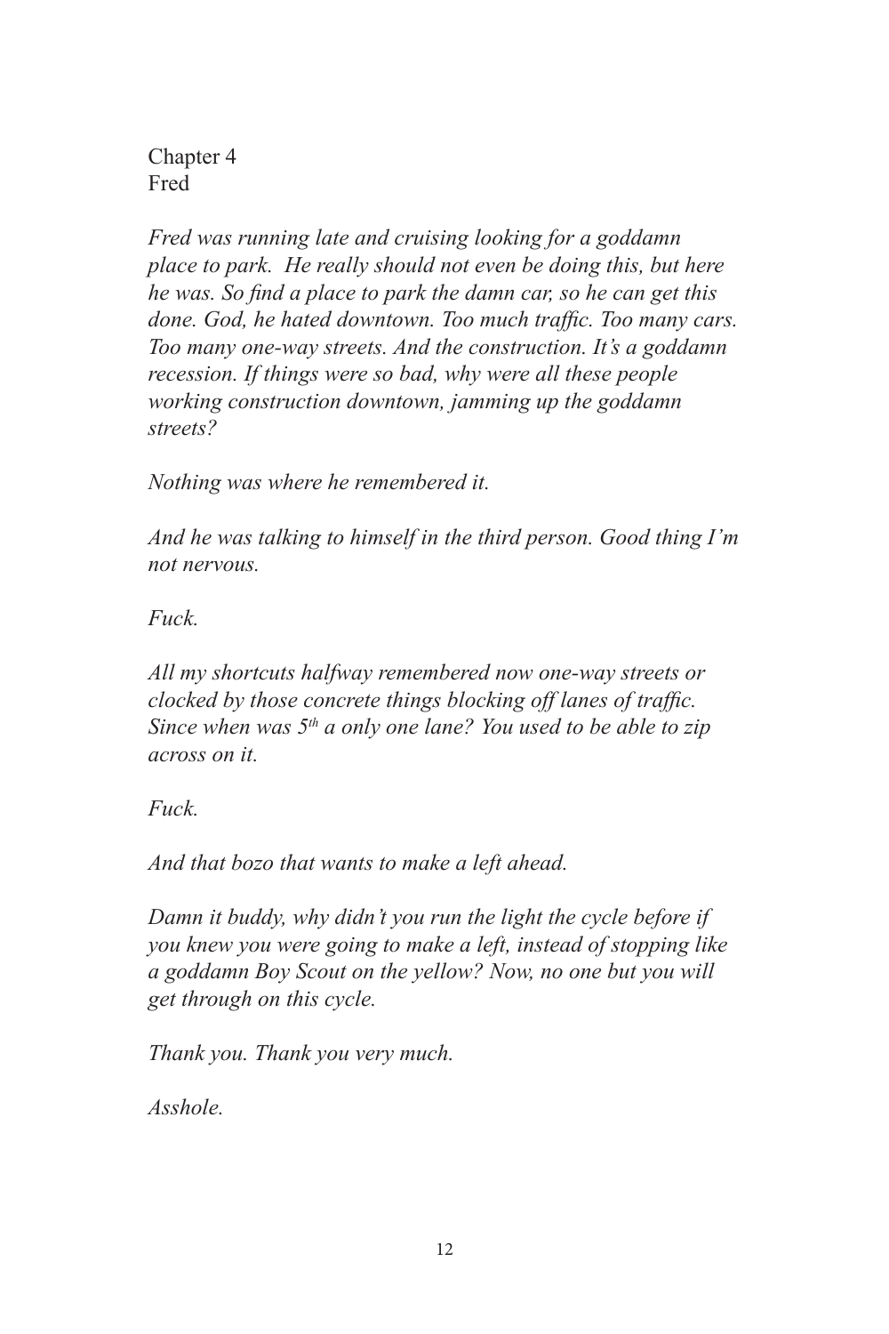Chapter 4
Fred

*Fred was running late and cruising looking for a goddamn place to park. He really should not even be doing this, but here he was. So find a place to park the damn car, so he can get this done. God, he hated downtown. Too much traffic. Too many cars. Too many one-way streets. And the construction. It's a goddamn recession. If things were so bad, why were all these people working construction downtown, jamming up the goddamn streets?*

*Nothing was where he remembered it.*

*And he was talking to himself in the third person. Good thing I'm not nervous.*

*Fuck.*

*All my shortcuts halfway remembered now one-way streets or clocked by those concrete things blocking off lanes of traffic. Since when was 5th a only one lane? You used to be able to zip across on it.*

*Fuck.*

*And that bozo that wants to make a left ahead.*

*Damn it buddy, why didn't you run the light the cycle before if you knew you were going to make a left, instead of stopping like a goddamn Boy Scout on the yellow? Now, no one but you will get through on this cycle.*

*Thank you. Thank you very much.*

*Asshole.*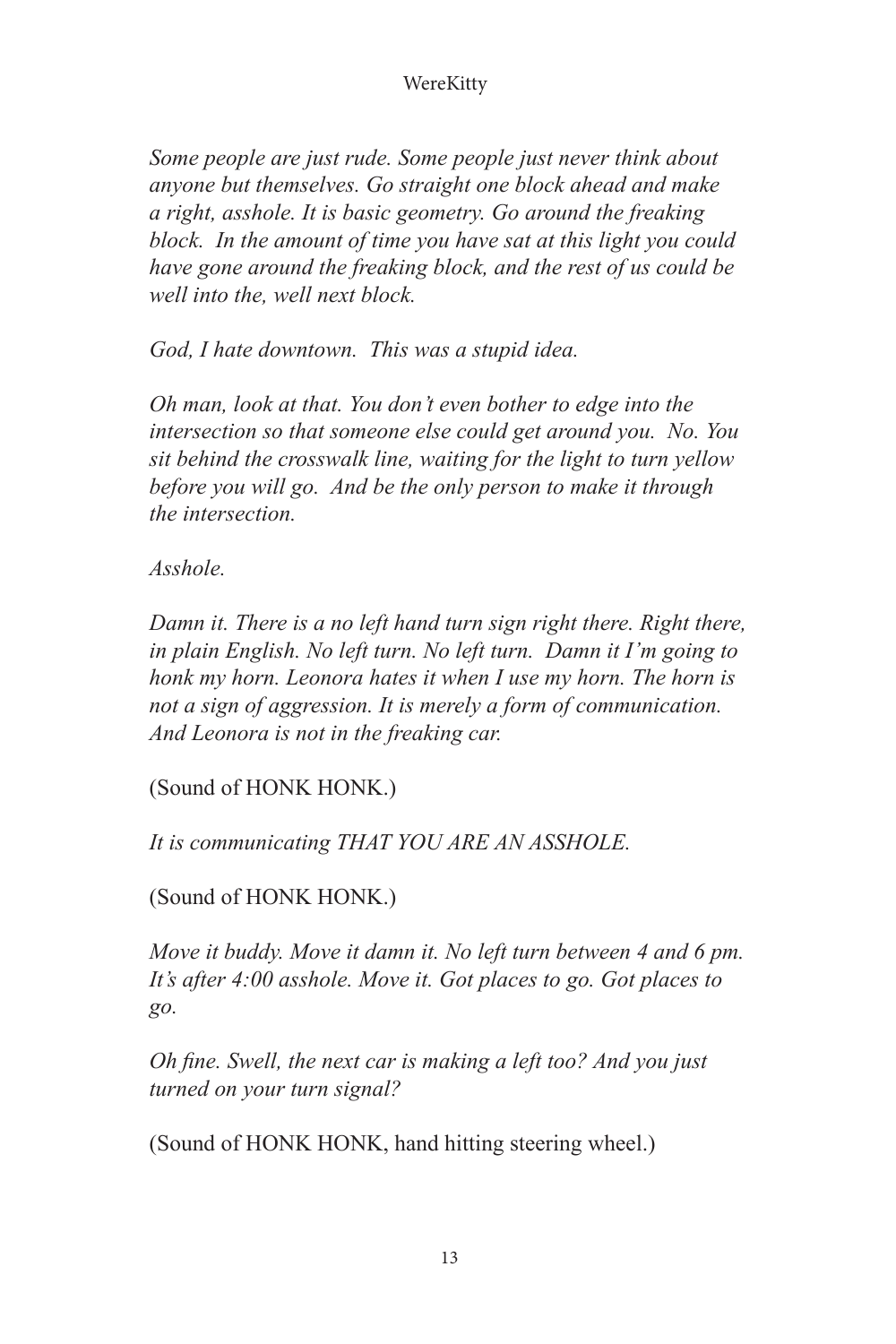*Some people are just rude. Some people just never think about anyone but themselves. Go straight one block ahead and make a right, asshole. It is basic geometry. Go around the freaking block. In the amount of time you have sat at this light you could have gone around the freaking block, and the rest of us could be well into the, well next block.*

*God, I hate downtown. This was a stupid idea.*

*Oh man, look at that. You don't even bother to edge into the intersection so that someone else could get around you. No. You sit behind the crosswalk line, waiting for the light to turn yellow before you will go. And be the only person to make it through the intersection.*

*Asshole.*

*Damn it. There is a no left hand turn sign right there. Right there, in plain English. No left turn. No left turn. Damn it I'm going to honk my horn. Leonora hates it when I use my horn. The horn is not a sign of aggression. It is merely a form of communication. And Leonora is not in the freaking car.*

(Sound of HONK HONK.)

*It is communicating THAT YOU ARE AN ASSHOLE.*

(Sound of HONK HONK.)

*Move it buddy. Move it damn it. No left turn between 4 and 6 pm. It's after 4:00 asshole. Move it. Got places to go. Got places to go.*

*Oh fine. Swell, the next car is making a left too? And you just turned on your turn signal?*

(Sound of HONK HONK, hand hitting steering wheel.)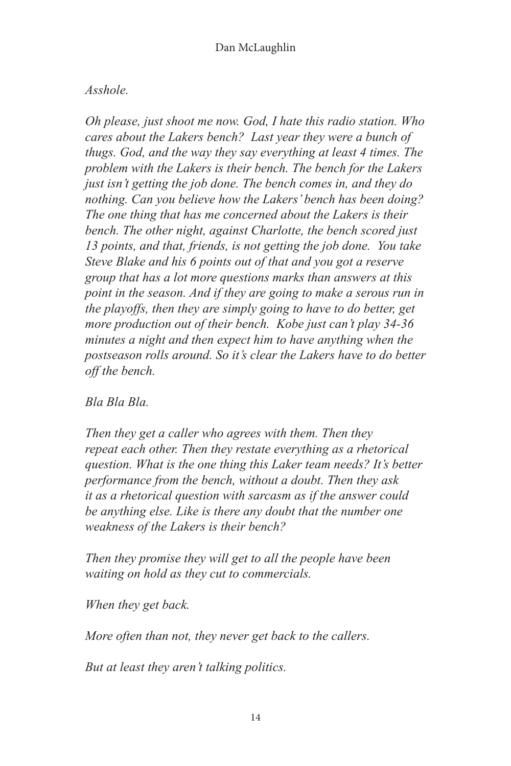*Asshole.*

*Oh please, just shoot me now. God, I hate this radio station. Who cares about the Lakers bench? Last year they were a bunch of thugs. God, and the way they say everything at least 4 times. The problem with the Lakers is their bench. The bench for the Lakers just isn't getting the job done. The bench comes in, and they do nothing. Can you believe how the Lakers' bench has been doing? The one thing that has me concerned about the Lakers is their bench. The other night, against Charlotte, the bench scored just 13 points, and that, friends, is not getting the job done. You take Steve Blake and his 6 points out of that and you got a reserve group that has a lot more questions marks than answers at this point in the season. And if they are going to make a serous run in the playoffs, then they are simply going to have to do better, get more production out of their bench. Kobe just can't play 34-36 minutes a night and then expect him to have anything when the postseason rolls around. So it's clear the Lakers have to do better off the bench.*

*Bla Bla Bla.*

*Then they get a caller who agrees with them. Then they repeat each other. Then they restate everything as a rhetorical question. What is the one thing this Laker team needs? It's better performance from the bench, without a doubt. Then they ask it as a rhetorical question with sarcasm as if the answer could be anything else. Like is there any doubt that the number one weakness of the Lakers is their bench?*

*Then they promise they will get to all the people have been waiting on hold as they cut to commercials.*

*When they get back.*

*More often than not, they never get back to the callers.*

*But at least they aren't talking politics.*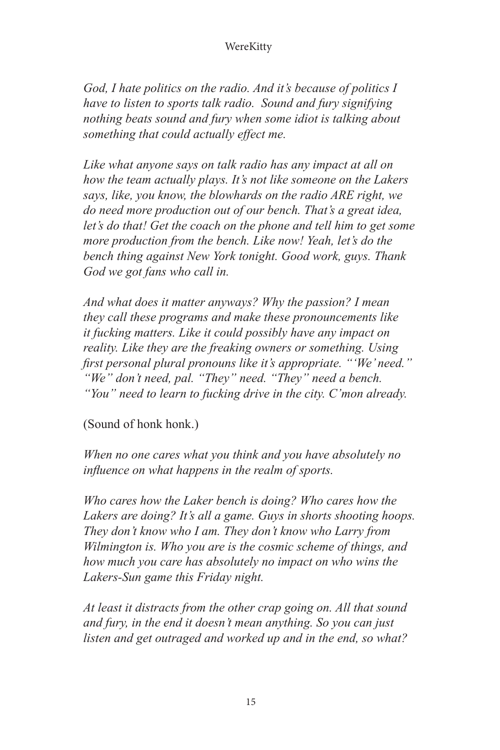*God, I hate politics on the radio. And it's because of politics I have to listen to sports talk radio. Sound and fury signifying nothing beats sound and fury when some idiot is talking about something that could actually effect me.*

*Like what anyone says on talk radio has any impact at all on how the team actually plays. It's not like someone on the Lakers says, like, you know, the blowhards on the radio ARE right, we do need more production out of our bench. That's a great idea, let's do that! Get the coach on the phone and tell him to get some more production from the bench. Like now! Yeah, let's do the bench thing against New York tonight. Good work, guys. Thank God we got fans who call in.*

*And what does it matter anyways? Why the passion? I mean they call these programs and make these pronouncements like it fucking matters. Like it could possibly have any impact on reality. Like they are the freaking owners or something. Using first personal plural pronouns like it's appropriate. "'We' need." "We" don't need, pal. "They" need. "They" need a bench. "You" need to learn to fucking drive in the city. C'mon already.*

(Sound of honk honk.)

*When no one cares what you think and you have absolutely no influence on what happens in the realm of sports.*

*Who cares how the Laker bench is doing? Who cares how the Lakers are doing? It's all a game. Guys in shorts shooting hoops. They don't know who I am. They don't know who Larry from Wilmington is. Who you are is the cosmic scheme of things, and how much you care has absolutely no impact on who wins the Lakers-Sun game this Friday night.*

*At least it distracts from the other crap going on. All that sound and fury, in the end it doesn't mean anything. So you can just listen and get outraged and worked up and in the end, so what?*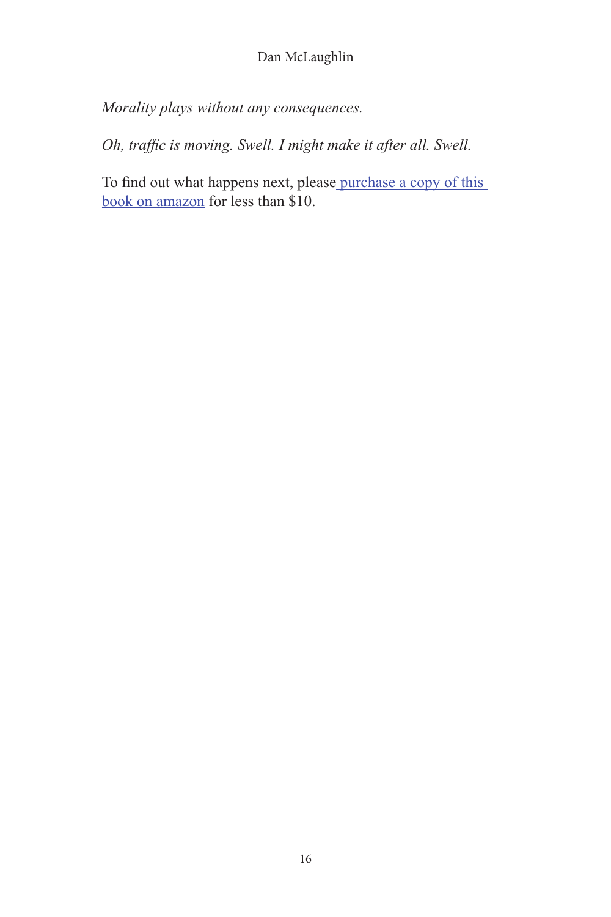*Morality plays without any consequences.*

*Oh, traffic is moving. Swell. I might make it after all. Swell.*

To find out what happens next, please purchase a copy of this book on amazon for less than $10.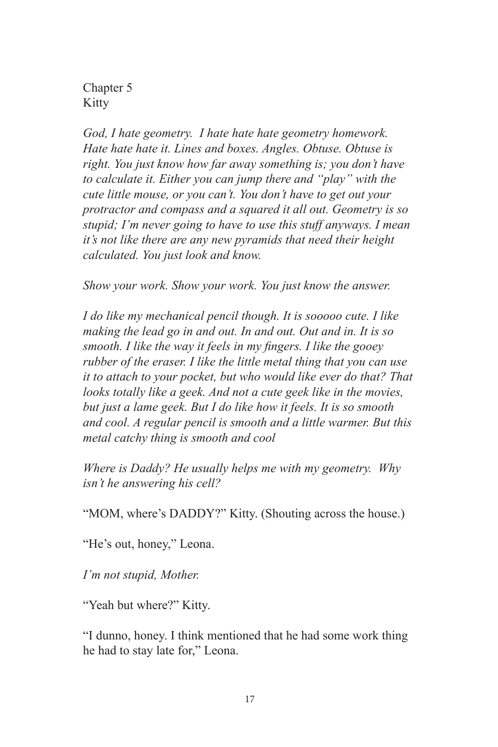Chapter 5
Kitty

*God, I hate geometry. I hate hate hate geometry homework. Hate hate hate it. Lines and boxes. Angles. Obtuse. Obtuse is right. You just know how far away something is; you don't have to calculate it. Either you can jump there and "play" with the cute little mouse, or you can't. You don't have to get out your protractor and compass and a squared it all out. Geometry is so stupid; I'm never going to have to use this stuff anyways. I mean it's not like there are any new pyramids that need their height calculated. You just look and know.*

*Show your work. Show your work. You just know the answer.*

*I do like my mechanical pencil though. It is sooooo cute. I like making the lead go in and out. In and out. Out and in. It is so smooth. I like the way it feels in my fingers. I like the gooey rubber of the eraser. I like the little metal thing that you can use it to attach to your pocket, but who would like ever do that? That looks totally like a geek. And not a cute geek like in the movies, but just a lame geek. But I do like how it feels. It is so smooth and cool. A regular pencil is smooth and a little warmer. But this metal catchy thing is smooth and cool*

*Where is Daddy? He usually helps me with my geometry. Why isn't he answering his cell?*

"MOM, where's DADDY?" Kitty. (Shouting across the house.)

"He's out, honey," Leona.

*I'm not stupid, Mother.*

"Yeah but where?" Kitty.

"I dunno, honey. I think mentioned that he had some work thing he had to stay late for," Leona.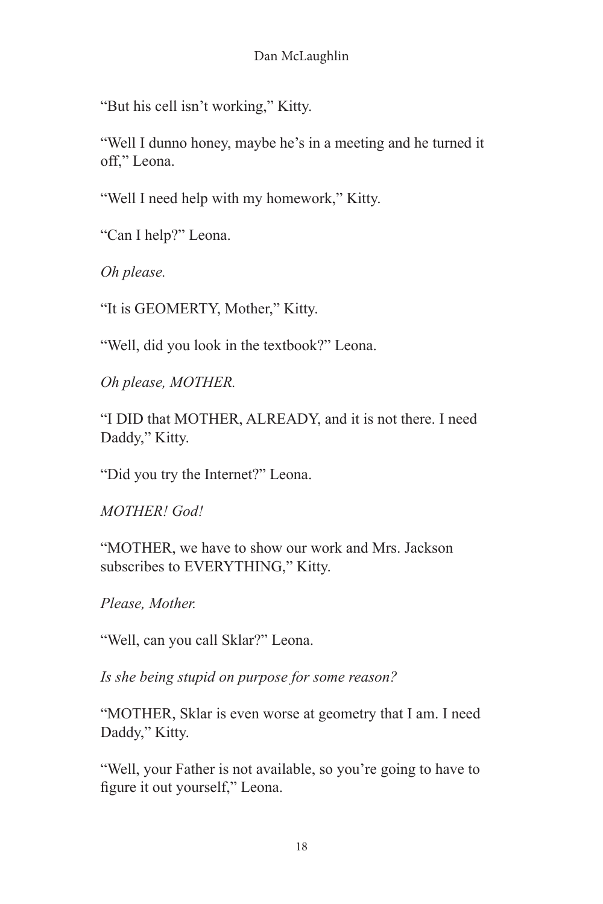"But his cell isn't working," Kitty.

"Well I dunno honey, maybe he's in a meeting and he turned it off," Leona.

"Well I need help with my homework," Kitty.

"Can I help?" Leona.

*Oh please.*

"It is GEOMERTY, Mother," Kitty.

"Well, did you look in the textbook?" Leona.

*Oh please, MOTHER.*

"I DID that MOTHER, ALREADY, and it is not there. I need Daddy," Kitty.

"Did you try the Internet?" Leona.

*MOTHER! God!*

"MOTHER, we have to show our work and Mrs. Jackson subscribes to EVERYTHING," Kitty.

*Please, Mother.*

"Well, can you call Sklar?" Leona.

*Is she being stupid on purpose for some reason?*

"MOTHER, Sklar is even worse at geometry that I am. I need Daddy," Kitty.

"Well, your Father is not available, so you're going to have to figure it out yourself," Leona.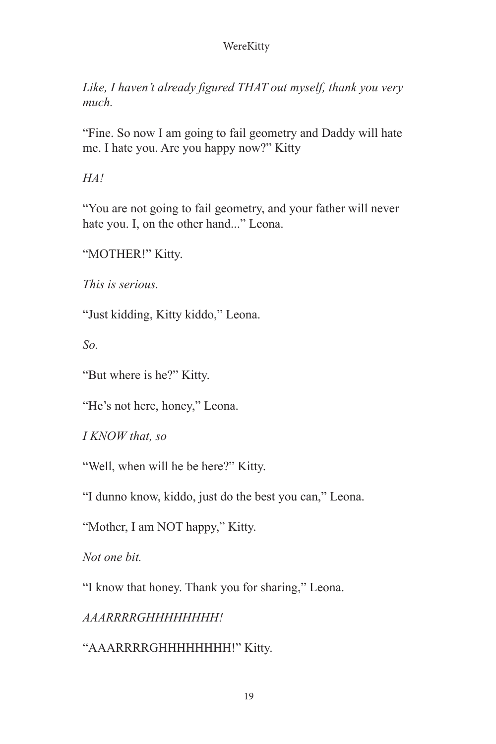*Like, I haven't already figured THAT out myself, thank you very much.*

"Fine. So now I am going to fail geometry and Daddy will hate me. I hate you. Are you happy now?" Kitty

*HA!*

"You are not going to fail geometry, and your father will never hate you. I, on the other hand..." Leona.

"MOTHER!" Kitty.

*This is serious.*

"Just kidding, Kitty kiddo," Leona.

*So.*

"But where is he?" Kitty.

"He's not here, honey," Leona.

*I KNOW that, so*

"Well, when will he be here?" Kitty.

"I dunno know, kiddo, just do the best you can," Leona.

"Mother, I am NOT happy," Kitty.

*Not one bit.*

"I know that honey. Thank you for sharing," Leona.

*AAARRRRGHHHHHHHH!*

"AAARRRRGHHHHHHHH!" Kitty.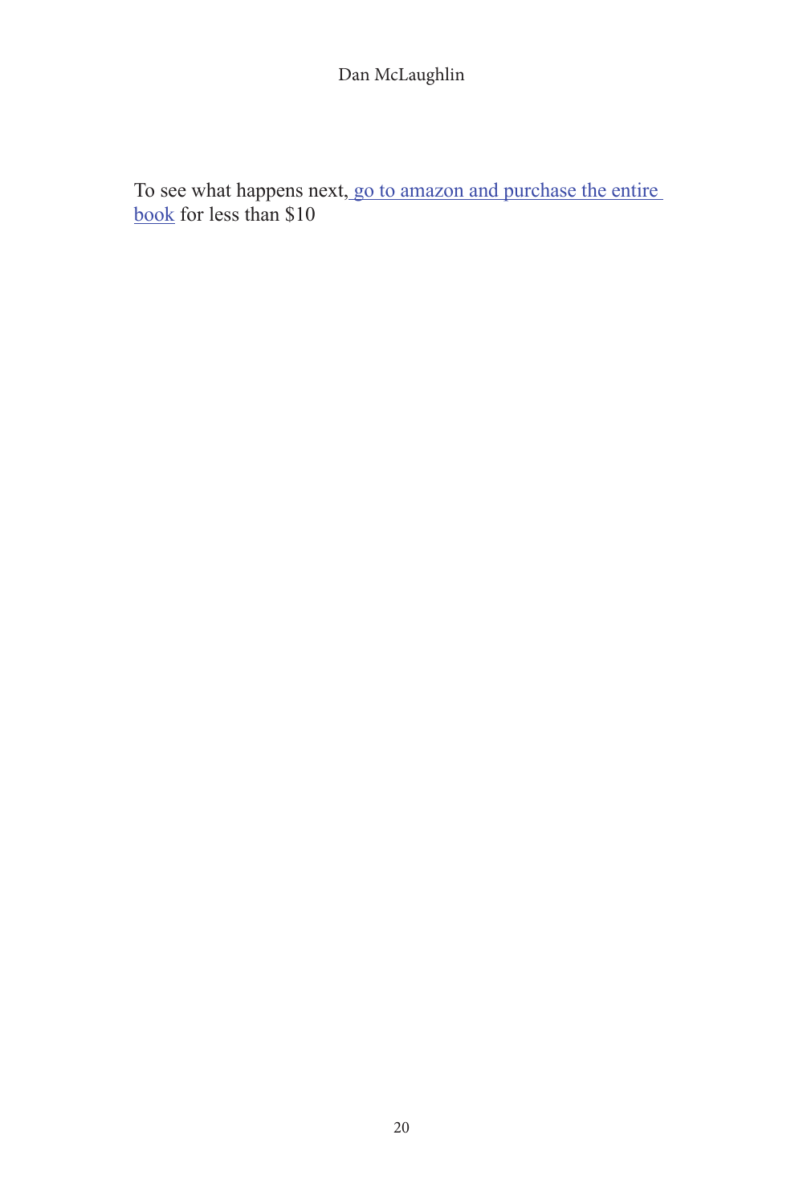To see what happens next, go to amazon and purchase the entire book for less than $10